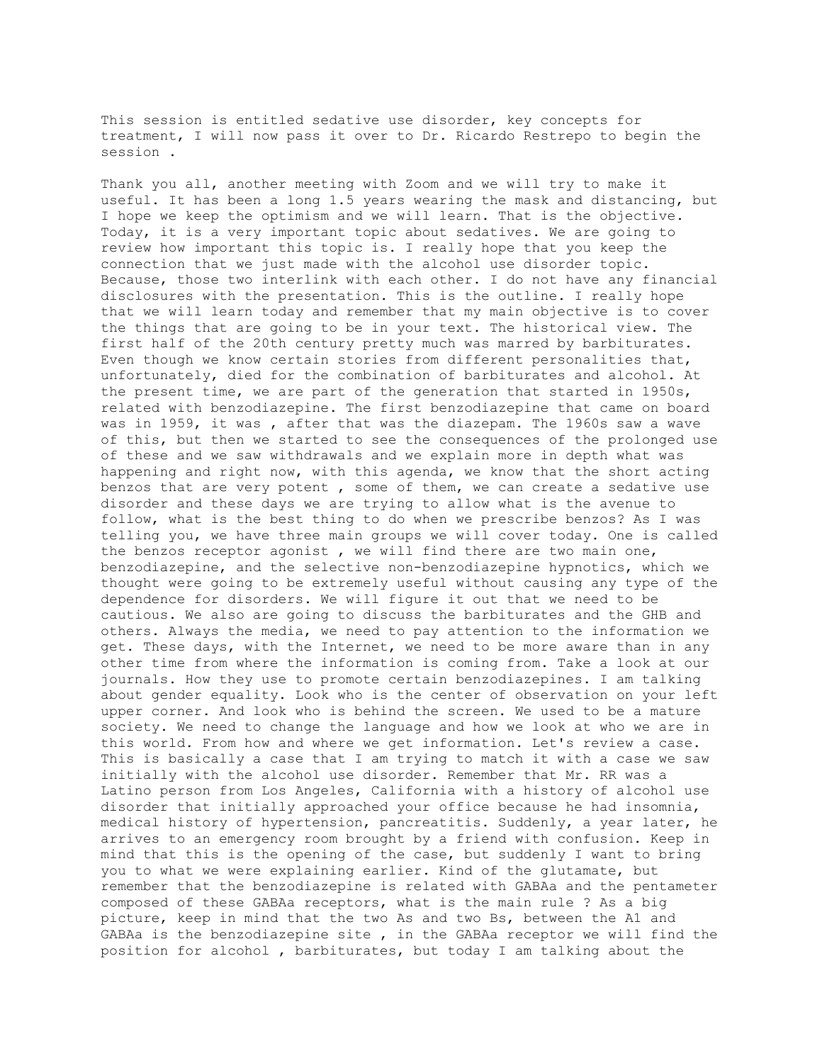This session is entitled sedative use disorder, key concepts for treatment, I will now pass it over to Dr. Ricardo Restrepo to begin the session .

Thank you all, another meeting with Zoom and we will try to make it useful. It has been a long 1.5 years wearing the mask and distancing, but I hope we keep the optimism and we will learn. That is the objective. Today, it is a very important topic about sedatives. We are going to review how important this topic is. I really hope that you keep the connection that we just made with the alcohol use disorder topic. Because, those two interlink with each other. I do not have any financial disclosures with the presentation. This is the outline. I really hope that we will learn today and remember that my main objective is to cover the things that are going to be in your text. The historical view. The first half of the 20th century pretty much was marred by barbiturates. Even though we know certain stories from different personalities that, unfortunately, died for the combination of barbiturates and alcohol. At the present time, we are part of the generation that started in 1950s, related with benzodiazepine. The first benzodiazepine that came on board was in 1959, it was , after that was the diazepam. The 1960s saw a wave of this, but then we started to see the consequences of the prolonged use of these and we saw withdrawals and we explain more in depth what was happening and right now, with this agenda, we know that the short acting benzos that are very potent , some of them, we can create a sedative use disorder and these days we are trying to allow what is the avenue to follow, what is the best thing to do when we prescribe benzos? As I was telling you, we have three main groups we will cover today. One is called the benzos receptor agonist , we will find there are two main one, benzodiazepine, and the selective non-benzodiazepine hypnotics, which we thought were going to be extremely useful without causing any type of the dependence for disorders. We will figure it out that we need to be cautious. We also are going to discuss the barbiturates and the GHB and others. Always the media, we need to pay attention to the information we get. These days, with the Internet, we need to be more aware than in any other time from where the information is coming from. Take a look at our journals. How they use to promote certain benzodiazepines. I am talking about gender equality. Look who is the center of observation on your left upper corner. And look who is behind the screen. We used to be a mature society. We need to change the language and how we look at who we are in this world. From how and where we get information. Let's review a case. This is basically a case that I am trying to match it with a case we saw initially with the alcohol use disorder. Remember that Mr. RR was a Latino person from Los Angeles, California with a history of alcohol use disorder that initially approached your office because he had insomnia, medical history of hypertension, pancreatitis. Suddenly, a year later, he arrives to an emergency room brought by a friend with confusion. Keep in mind that this is the opening of the case, but suddenly I want to bring you to what we were explaining earlier. Kind of the glutamate, but remember that the benzodiazepine is related with GABAa and the pentameter composed of these GABAa receptors, what is the main rule ? As a big picture, keep in mind that the two As and two Bs, between the A1 and GABAa is the benzodiazepine site , in the GABAa receptor we will find the position for alcohol , barbiturates, but today I am talking about the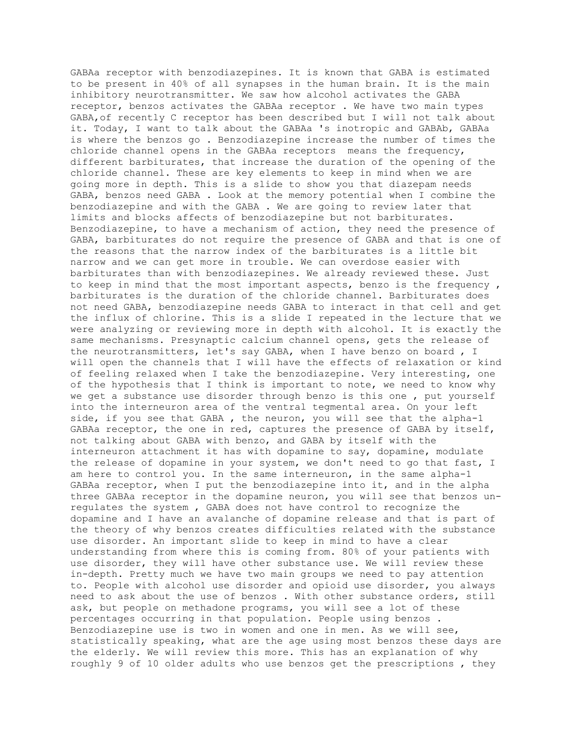GABAa receptor with benzodiazepines. It is known that GABA is estimated to be present in 40% of all synapses in the human brain. It is the main inhibitory neurotransmitter. We saw how alcohol activates the GABA receptor, benzos activates the GABAa receptor . We have two main types GABA,of recently C receptor has been described but I will not talk about it. Today, I want to talk about the GABAa 's inotropic and GABAb, GABAa is where the benzos go . Benzodiazepine increase the number of times the chloride channel opens in the GABAa receptors means the frequency, different barbiturates, that increase the duration of the opening of the chloride channel. These are key elements to keep in mind when we are going more in depth. This is a slide to show you that diazepam needs GABA, benzos need GABA . Look at the memory potential when I combine the benzodiazepine and with the GABA . We are going to review later that limits and blocks affects of benzodiazepine but not barbiturates. Benzodiazepine, to have a mechanism of action, they need the presence of GABA, barbiturates do not require the presence of GABA and that is one of the reasons that the narrow index of the barbiturates is a little bit narrow and we can get more in trouble. We can overdose easier with barbiturates than with benzodiazepines. We already reviewed these. Just to keep in mind that the most important aspects, benzo is the frequency , barbiturates is the duration of the chloride channel. Barbiturates does not need GABA, benzodiazepine needs GABA to interact in that cell and get the influx of chlorine. This is a slide I repeated in the lecture that we were analyzing or reviewing more in depth with alcohol. It is exactly the same mechanisms. Presynaptic calcium channel opens, gets the release of the neurotransmitters, let's say GABA, when I have benzo on board , I will open the channels that I will have the effects of relaxation or kind of feeling relaxed when I take the benzodiazepine. Very interesting, one of the hypothesis that I think is important to note, we need to know why we get a substance use disorder through benzo is this one , put yourself into the interneuron area of the ventral tegmental area. On your left side, if you see that GABA , the neuron, you will see that the alpha-1 GABAa receptor, the one in red, captures the presence of GABA by itself, not talking about GABA with benzo, and GABA by itself with the interneuron attachment it has with dopamine to say, dopamine, modulate the release of dopamine in your system, we don't need to go that fast, I am here to control you. In the same interneuron, in the same alpha-1 GABAa receptor, when I put the benzodiazepine into it, and in the alpha three GABAa receptor in the dopamine neuron, you will see that benzos un-regulates the system , GABA does not have control to recognize the dopamine and I have an avalanche of dopamine release and that is part of the theory of why benzos creates difficulties related with the substance use disorder. An important slide to keep in mind to have a clear understanding from where this is coming from. 80% of your patients with use disorder, they will have other substance use. We will review these in-depth. Pretty much we have two main groups we need to pay attention to. People with alcohol use disorder and opioid use disorder, you always need to ask about the use of benzos . With other substance orders, still ask, but people on methadone programs, you will see a lot of these percentages occurring in that population. People using benzos . Benzodiazepine use is two in women and one in men. As we will see, statistically speaking, what are the age using most benzos these days are the elderly. We will review this more. This has an explanation of why roughly 9 of 10 older adults who use benzos get the prescriptions , they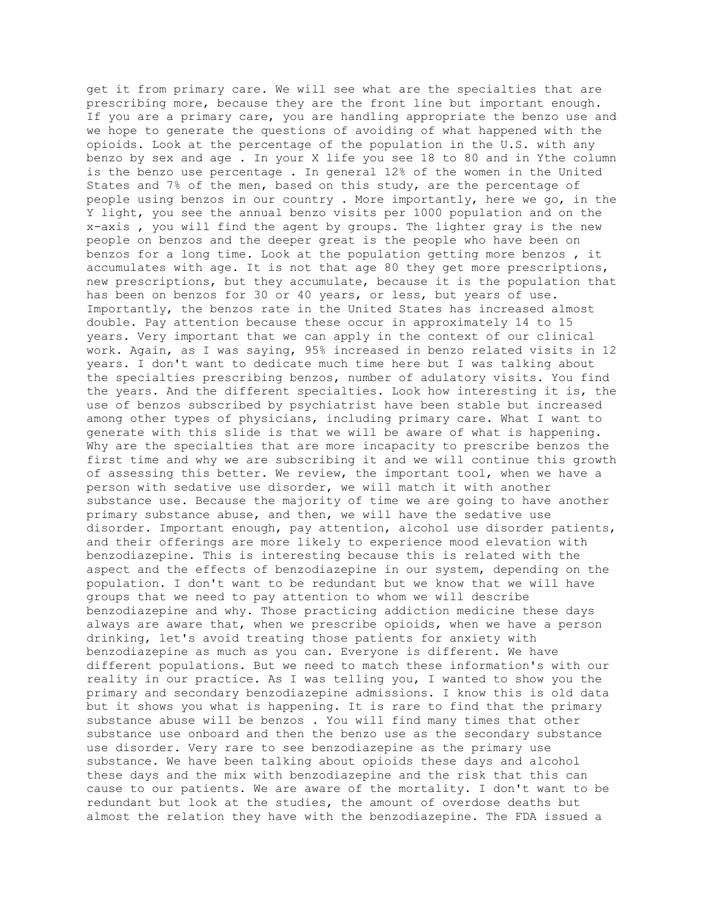get it from primary care. We will see what are the specialties that are prescribing more, because they are the front line but important enough. If you are a primary care, you are handling appropriate the benzo use and we hope to generate the questions of avoiding of what happened with the opioids. Look at the percentage of the population in the U.S. with any benzo by sex and age . In your X life you see 18 to 80 and in Ythe column is the benzo use percentage . In general 12% of the women in the United States and 7% of the men, based on this study, are the percentage of people using benzos in our country . More importantly, here we go, in the Y light, you see the annual benzo visits per 1000 population and on the x-axis , you will find the agent by groups. The lighter gray is the new people on benzos and the deeper great is the people who have been on benzos for a long time. Look at the population getting more benzos , it accumulates with age. It is not that age 80 they get more prescriptions, new prescriptions, but they accumulate, because it is the population that has been on benzos for 30 or 40 years, or less, but years of use. Importantly, the benzos rate in the United States has increased almost double. Pay attention because these occur in approximately 14 to 15 years. Very important that we can apply in the context of our clinical work. Again, as I was saying, 95% increased in benzo related visits in 12 years. I don't want to dedicate much time here but I was talking about the specialties prescribing benzos, number of adulatory visits. You find the years. And the different specialties. Look how interesting it is, the use of benzos subscribed by psychiatrist have been stable but increased among other types of physicians, including primary care. What I want to generate with this slide is that we will be aware of what is happening. Why are the specialties that are more incapacity to prescribe benzos the first time and why we are subscribing it and we will continue this growth of assessing this better. We review, the important tool, when we have a person with sedative use disorder, we will match it with another substance use. Because the majority of time we are going to have another primary substance abuse, and then, we will have the sedative use disorder. Important enough, pay attention, alcohol use disorder patients, and their offerings are more likely to experience mood elevation with benzodiazepine. This is interesting because this is related with the aspect and the effects of benzodiazepine in our system, depending on the population. I don't want to be redundant but we know that we will have groups that we need to pay attention to whom we will describe benzodiazepine and why. Those practicing addiction medicine these days always are aware that, when we prescribe opioids, when we have a person drinking, let's avoid treating those patients for anxiety with benzodiazepine as much as you can. Everyone is different. We have different populations. But we need to match these information's with our reality in our practice. As I was telling you, I wanted to show you the primary and secondary benzodiazepine admissions. I know this is old data but it shows you what is happening. It is rare to find that the primary substance abuse will be benzos . You will find many times that other substance use onboard and then the benzo use as the secondary substance use disorder. Very rare to see benzodiazepine as the primary use substance. We have been talking about opioids these days and alcohol these days and the mix with benzodiazepine and the risk that this can cause to our patients. We are aware of the mortality. I don't want to be redundant but look at the studies, the amount of overdose deaths but almost the relation they have with the benzodiazepine. The FDA issued a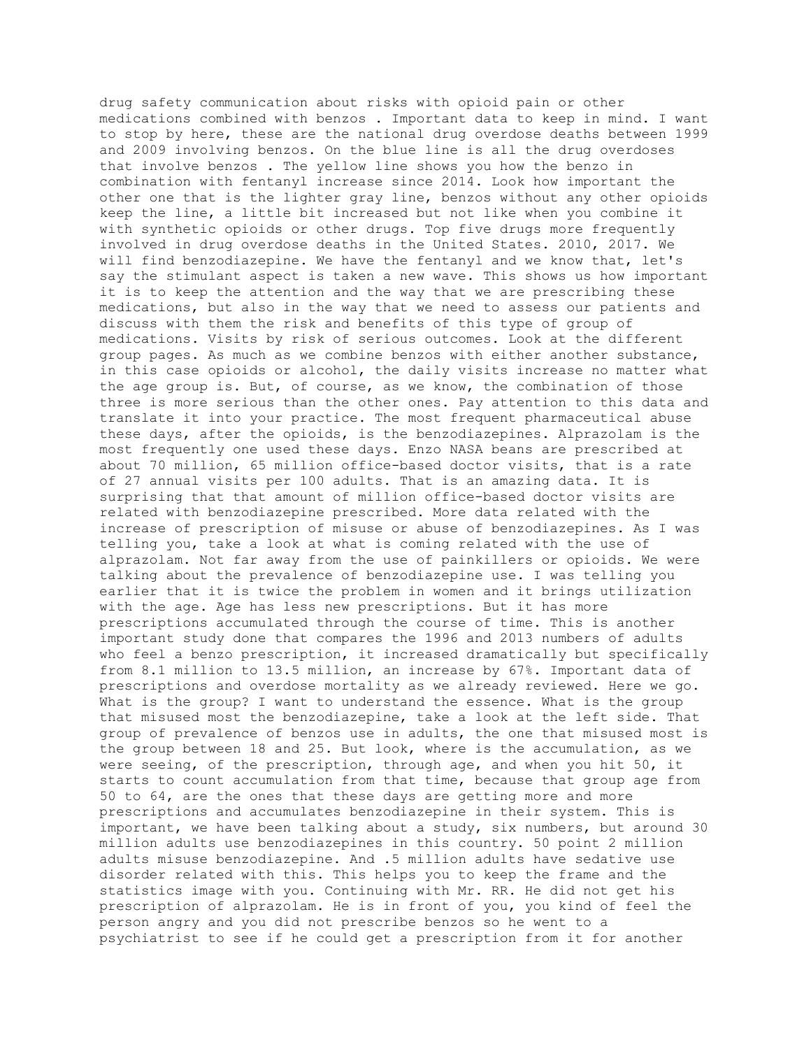drug safety communication about risks with opioid pain or other medications combined with benzos . Important data to keep in mind. I want to stop by here, these are the national drug overdose deaths between 1999 and 2009 involving benzos. On the blue line is all the drug overdoses that involve benzos . The yellow line shows you how the benzo in combination with fentanyl increase since 2014. Look how important the other one that is the lighter gray line, benzos without any other opioids keep the line, a little bit increased but not like when you combine it with synthetic opioids or other drugs. Top five drugs more frequently involved in drug overdose deaths in the United States. 2010, 2017. We will find benzodiazepine. We have the fentanyl and we know that, let's say the stimulant aspect is taken a new wave. This shows us how important it is to keep the attention and the way that we are prescribing these medications, but also in the way that we need to assess our patients and discuss with them the risk and benefits of this type of group of medications. Visits by risk of serious outcomes. Look at the different group pages. As much as we combine benzos with either another substance, in this case opioids or alcohol, the daily visits increase no matter what the age group is. But, of course, as we know, the combination of those three is more serious than the other ones. Pay attention to this data and translate it into your practice. The most frequent pharmaceutical abuse these days, after the opioids, is the benzodiazepines. Alprazolam is the most frequently one used these days. Enzo NASA beans are prescribed at about 70 million, 65 million office-based doctor visits, that is a rate of 27 annual visits per 100 adults. That is an amazing data. It is surprising that that amount of million office-based doctor visits are related with benzodiazepine prescribed. More data related with the increase of prescription of misuse or abuse of benzodiazepines. As I was telling you, take a look at what is coming related with the use of alprazolam. Not far away from the use of painkillers or opioids. We were talking about the prevalence of benzodiazepine use. I was telling you earlier that it is twice the problem in women and it brings utilization with the age. Age has less new prescriptions. But it has more prescriptions accumulated through the course of time. This is another important study done that compares the 1996 and 2013 numbers of adults who feel a benzo prescription, it increased dramatically but specifically from 8.1 million to 13.5 million, an increase by 67%. Important data of prescriptions and overdose mortality as we already reviewed. Here we go. What is the group? I want to understand the essence. What is the group that misused most the benzodiazepine, take a look at the left side. That group of prevalence of benzos use in adults, the one that misused most is the group between 18 and 25. But look, where is the accumulation, as we were seeing, of the prescription, through age, and when you hit 50, it starts to count accumulation from that time, because that group age from 50 to 64, are the ones that these days are getting more and more prescriptions and accumulates benzodiazepine in their system. This is important, we have been talking about a study, six numbers, but around 30 million adults use benzodiazepines in this country. 50 point 2 million adults misuse benzodiazepine. And .5 million adults have sedative use disorder related with this. This helps you to keep the frame and the statistics image with you. Continuing with Mr. RR. He did not get his prescription of alprazolam. He is in front of you, you kind of feel the person angry and you did not prescribe benzos so he went to a psychiatrist to see if he could get a prescription from it for another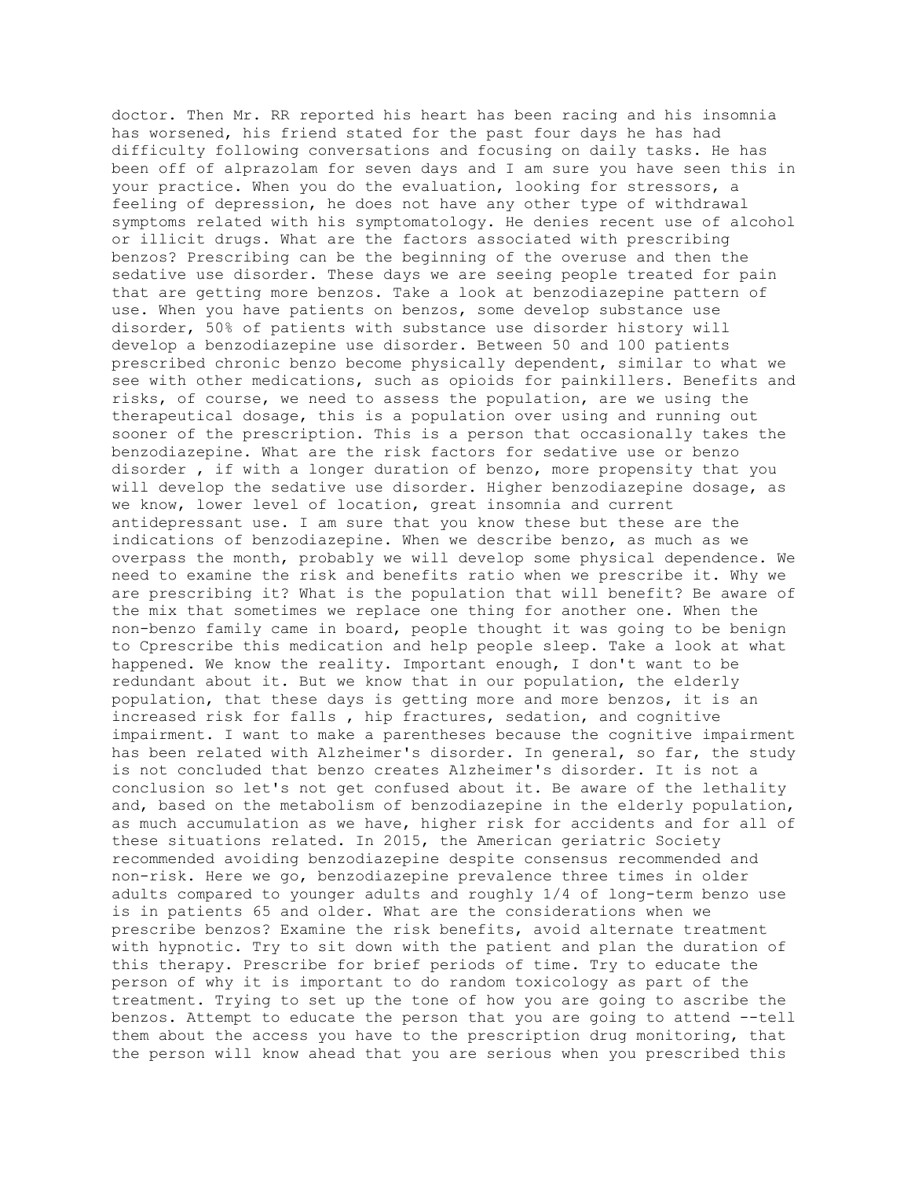doctor. Then Mr. RR reported his heart has been racing and his insomnia has worsened, his friend stated for the past four days he has had difficulty following conversations and focusing on daily tasks. He has been off of alprazolam for seven days and I am sure you have seen this in your practice. When you do the evaluation, looking for stressors, a feeling of depression, he does not have any other type of withdrawal symptoms related with his symptomatology. He denies recent use of alcohol or illicit drugs. What are the factors associated with prescribing benzos? Prescribing can be the beginning of the overuse and then the sedative use disorder. These days we are seeing people treated for pain that are getting more benzos. Take a look at benzodiazepine pattern of use. When you have patients on benzos, some develop substance use disorder, 50% of patients with substance use disorder history will develop a benzodiazepine use disorder. Between 50 and 100 patients prescribed chronic benzo become physically dependent, similar to what we see with other medications, such as opioids for painkillers. Benefits and risks, of course, we need to assess the population, are we using the therapeutical dosage, this is a population over using and running out sooner of the prescription. This is a person that occasionally takes the benzodiazepine. What are the risk factors for sedative use or benzo disorder , if with a longer duration of benzo, more propensity that you will develop the sedative use disorder. Higher benzodiazepine dosage, as we know, lower level of location, great insomnia and current antidepressant use. I am sure that you know these but these are the indications of benzodiazepine. When we describe benzo, as much as we overpass the month, probably we will develop some physical dependence. We need to examine the risk and benefits ratio when we prescribe it. Why we are prescribing it? What is the population that will benefit? Be aware of the mix that sometimes we replace one thing for another one. When the non-benzo family came in board, people thought it was going to be benign to Cprescribe this medication and help people sleep. Take a look at what happened. We know the reality. Important enough, I don't want to be redundant about it. But we know that in our population, the elderly population, that these days is getting more and more benzos, it is an increased risk for falls , hip fractures, sedation, and cognitive impairment. I want to make a parentheses because the cognitive impairment has been related with Alzheimer's disorder. In general, so far, the study is not concluded that benzo creates Alzheimer's disorder. It is not a conclusion so let's not get confused about it. Be aware of the lethality and, based on the metabolism of benzodiazepine in the elderly population, as much accumulation as we have, higher risk for accidents and for all of these situations related. In 2015, the American geriatric Society recommended avoiding benzodiazepine despite consensus recommended and non-risk. Here we go, benzodiazepine prevalence three times in older adults compared to younger adults and roughly 1/4 of long-term benzo use is in patients 65 and older. What are the considerations when we prescribe benzos? Examine the risk benefits, avoid alternate treatment with hypnotic. Try to sit down with the patient and plan the duration of this therapy. Prescribe for brief periods of time. Try to educate the person of why it is important to do random toxicology as part of the treatment. Trying to set up the tone of how you are going to ascribe the benzos. Attempt to educate the person that you are going to attend --tell them about the access you have to the prescription drug monitoring, that the person will know ahead that you are serious when you prescribed this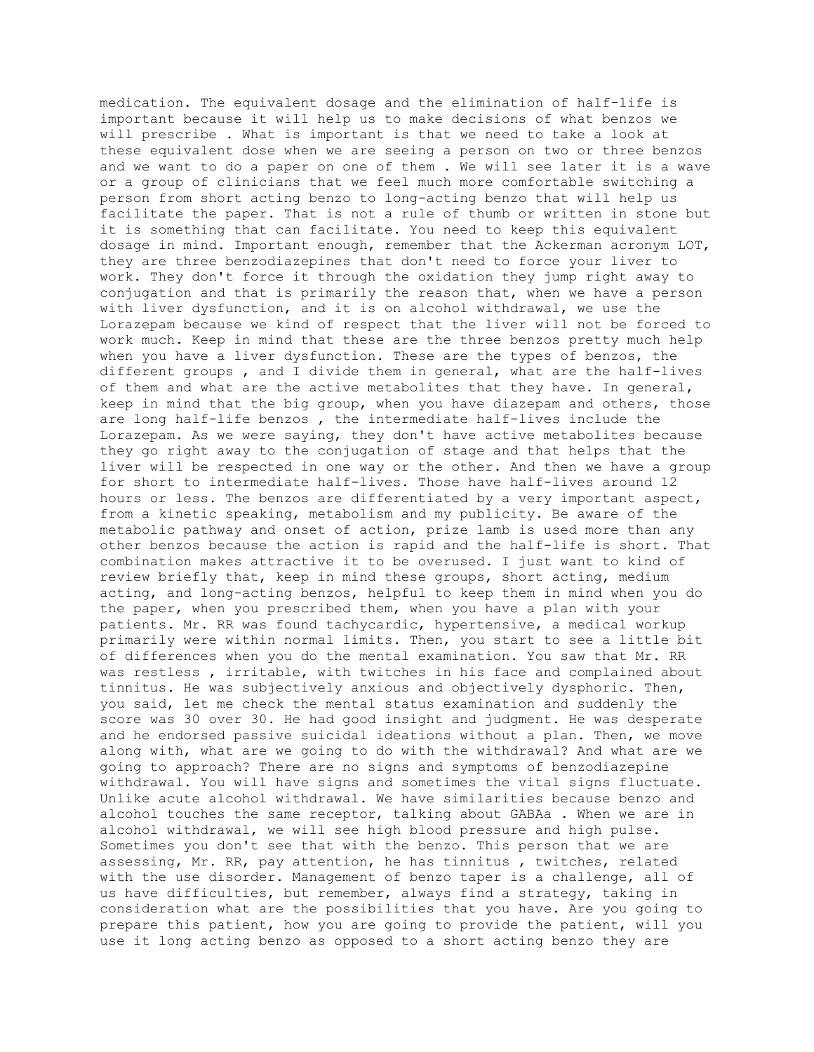medication. The equivalent dosage and the elimination of half-life is important because it will help us to make decisions of what benzos we will prescribe . What is important is that we need to take a look at these equivalent dose when we are seeing a person on two or three benzos and we want to do a paper on one of them . We will see later it is a wave or a group of clinicians that we feel much more comfortable switching a person from short acting benzo to long-acting benzo that will help us facilitate the paper. That is not a rule of thumb or written in stone but it is something that can facilitate. You need to keep this equivalent dosage in mind. Important enough, remember that the Ackerman acronym LOT, they are three benzodiazepines that don't need to force your liver to work. They don't force it through the oxidation they jump right away to conjugation and that is primarily the reason that, when we have a person with liver dysfunction, and it is on alcohol withdrawal, we use the Lorazepam because we kind of respect that the liver will not be forced to work much. Keep in mind that these are the three benzos pretty much help when you have a liver dysfunction. These are the types of benzos, the different groups , and I divide them in general, what are the half-lives of them and what are the active metabolites that they have. In general, keep in mind that the big group, when you have diazepam and others, those are long half-life benzos , the intermediate half-lives include the Lorazepam. As we were saying, they don't have active metabolites because they go right away to the conjugation of stage and that helps that the liver will be respected in one way or the other. And then we have a group for short to intermediate half-lives. Those have half-lives around 12 hours or less. The benzos are differentiated by a very important aspect, from a kinetic speaking, metabolism and my publicity. Be aware of the metabolic pathway and onset of action, prize lamb is used more than any other benzos because the action is rapid and the half-life is short. That combination makes attractive it to be overused. I just want to kind of review briefly that, keep in mind these groups, short acting, medium acting, and long-acting benzos, helpful to keep them in mind when you do the paper, when you prescribed them, when you have a plan with your patients. Mr. RR was found tachycardic, hypertensive, a medical workup primarily were within normal limits. Then, you start to see a little bit of differences when you do the mental examination. You saw that Mr. RR was restless , irritable, with twitches in his face and complained about tinnitus. He was subjectively anxious and objectively dysphoric. Then, you said, let me check the mental status examination and suddenly the score was 30 over 30. He had good insight and judgment. He was desperate and he endorsed passive suicidal ideations without a plan. Then, we move along with, what are we going to do with the withdrawal? And what are we going to approach? There are no signs and symptoms of benzodiazepine withdrawal. You will have signs and sometimes the vital signs fluctuate. Unlike acute alcohol withdrawal. We have similarities because benzo and alcohol touches the same receptor, talking about GABAa . When we are in alcohol withdrawal, we will see high blood pressure and high pulse. Sometimes you don't see that with the benzo. This person that we are assessing, Mr. RR, pay attention, he has tinnitus , twitches, related with the use disorder. Management of benzo taper is a challenge, all of us have difficulties, but remember, always find a strategy, taking in consideration what are the possibilities that you have. Are you going to prepare this patient, how you are going to provide the patient, will you use it long acting benzo as opposed to a short acting benzo they are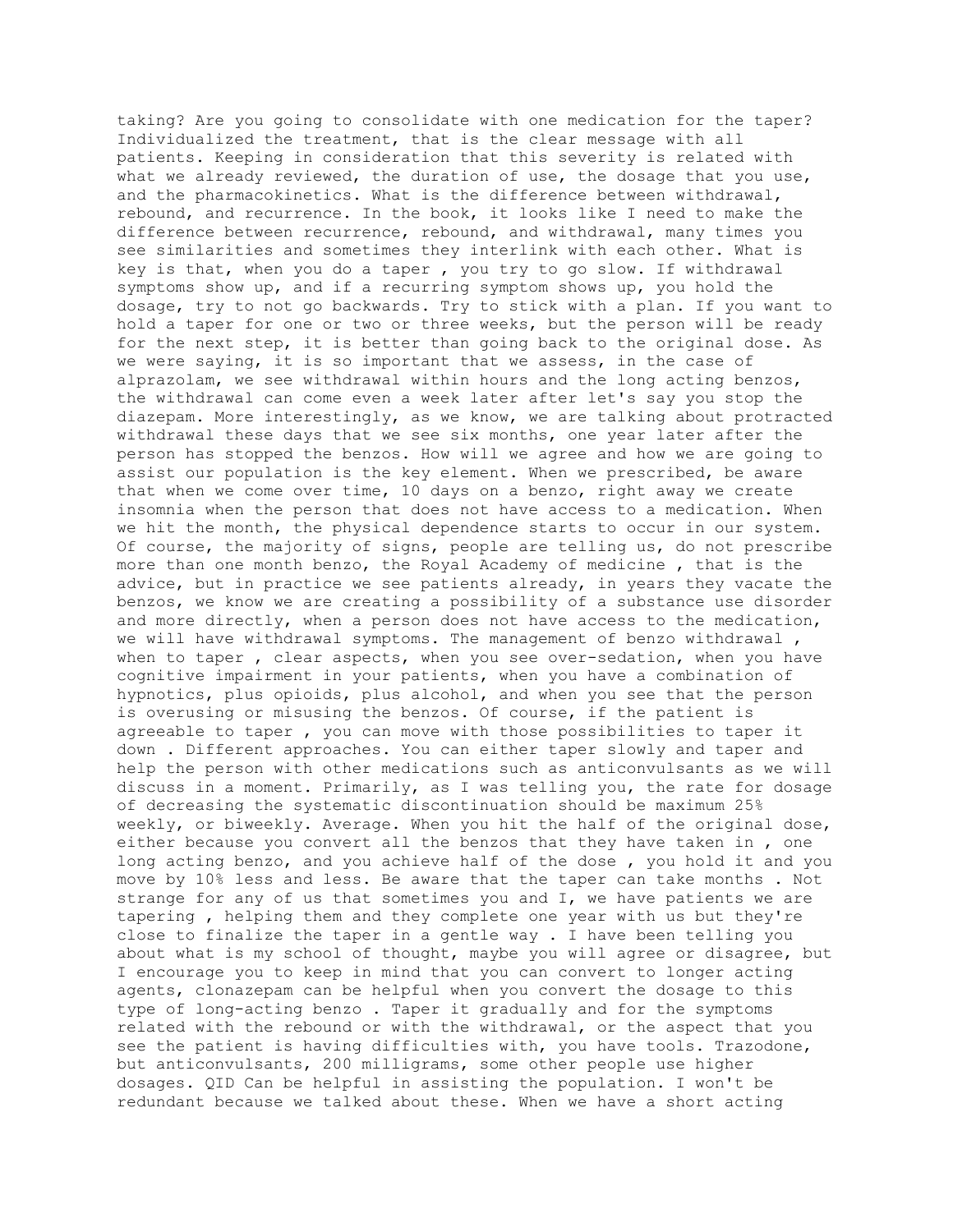taking? Are you going to consolidate with one medication for the taper? Individualized the treatment, that is the clear message with all patients. Keeping in consideration that this severity is related with what we already reviewed, the duration of use, the dosage that you use, and the pharmacokinetics. What is the difference between withdrawal, rebound, and recurrence. In the book, it looks like I need to make the difference between recurrence, rebound, and withdrawal, many times you see similarities and sometimes they interlink with each other. What is key is that, when you do a taper , you try to go slow. If withdrawal symptoms show up, and if a recurring symptom shows up, you hold the dosage, try to not go backwards. Try to stick with a plan. If you want to hold a taper for one or two or three weeks, but the person will be ready for the next step, it is better than going back to the original dose. As we were saying, it is so important that we assess, in the case of alprazolam, we see withdrawal within hours and the long acting benzos, the withdrawal can come even a week later after let's say you stop the diazepam. More interestingly, as we know, we are talking about protracted withdrawal these days that we see six months, one year later after the person has stopped the benzos. How will we agree and how we are going to assist our population is the key element. When we prescribed, be aware that when we come over time, 10 days on a benzo, right away we create insomnia when the person that does not have access to a medication. When we hit the month, the physical dependence starts to occur in our system. Of course, the majority of signs, people are telling us, do not prescribe more than one month benzo, the Royal Academy of medicine , that is the advice, but in practice we see patients already, in years they vacate the benzos, we know we are creating a possibility of a substance use disorder and more directly, when a person does not have access to the medication, we will have withdrawal symptoms. The management of benzo withdrawal , when to taper , clear aspects, when you see over-sedation, when you have cognitive impairment in your patients, when you have a combination of hypnotics, plus opioids, plus alcohol, and when you see that the person is overusing or misusing the benzos. Of course, if the patient is agreeable to taper , you can move with those possibilities to taper it down . Different approaches. You can either taper slowly and taper and help the person with other medications such as anticonvulsants as we will discuss in a moment. Primarily, as I was telling you, the rate for dosage of decreasing the systematic discontinuation should be maximum 25% weekly, or biweekly. Average. When you hit the half of the original dose, either because you convert all the benzos that they have taken in , one long acting benzo, and you achieve half of the dose , you hold it and you move by 10% less and less. Be aware that the taper can take months . Not strange for any of us that sometimes you and I, we have patients we are tapering , helping them and they complete one year with us but they're close to finalize the taper in a gentle way . I have been telling you about what is my school of thought, maybe you will agree or disagree, but I encourage you to keep in mind that you can convert to longer acting agents, clonazepam can be helpful when you convert the dosage to this type of long-acting benzo . Taper it gradually and for the symptoms related with the rebound or with the withdrawal, or the aspect that you see the patient is having difficulties with, you have tools. Trazodone, but anticonvulsants, 200 milligrams, some other people use higher dosages. QID Can be helpful in assisting the population. I won't be redundant because we talked about these. When we have a short acting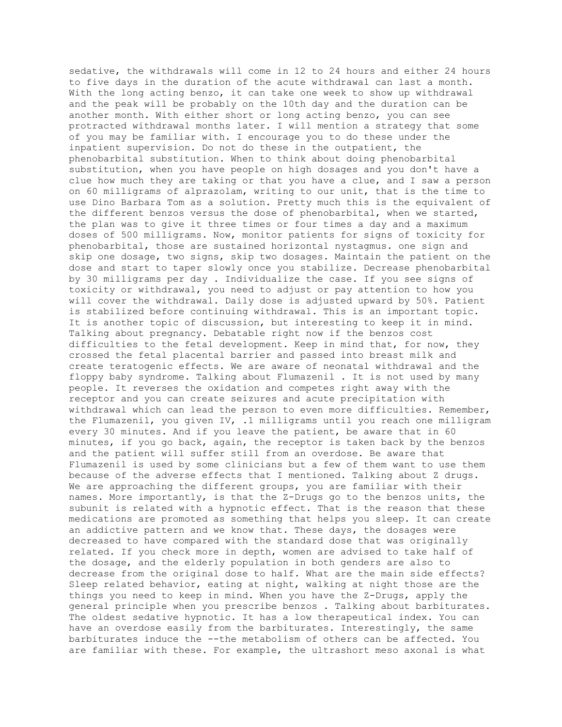sedative, the withdrawals will come in 12 to 24 hours and either 24 hours to five days in the duration of the acute withdrawal can last a month. With the long acting benzo, it can take one week to show up withdrawal and the peak will be probably on the 10th day and the duration can be another month. With either short or long acting benzo, you can see protracted withdrawal months later. I will mention a strategy that some of you may be familiar with. I encourage you to do these under the inpatient supervision. Do not do these in the outpatient, the phenobarbital substitution. When to think about doing phenobarbital substitution, when you have people on high dosages and you don't have a clue how much they are taking or that you have a clue, and I saw a person on 60 milligrams of alprazolam, writing to our unit, that is the time to use Dino Barbara Tom as a solution. Pretty much this is the equivalent of the different benzos versus the dose of phenobarbital, when we started, the plan was to give it three times or four times a day and a maximum doses of 500 milligrams. Now, monitor patients for signs of toxicity for phenobarbital, those are sustained horizontal nystagmus. one sign and skip one dosage, two signs, skip two dosages. Maintain the patient on the dose and start to taper slowly once you stabilize. Decrease phenobarbital by 30 milligrams per day . Individualize the case. If you see signs of toxicity or withdrawal, you need to adjust or pay attention to how you will cover the withdrawal. Daily dose is adjusted upward by 50%. Patient is stabilized before continuing withdrawal. This is an important topic. It is another topic of discussion, but interesting to keep it in mind. Talking about pregnancy. Debatable right now if the benzos cost difficulties to the fetal development. Keep in mind that, for now, they crossed the fetal placental barrier and passed into breast milk and create teratogenic effects. We are aware of neonatal withdrawal and the floppy baby syndrome. Talking about Flumazenil . It is not used by many people. It reverses the oxidation and competes right away with the receptor and you can create seizures and acute precipitation with withdrawal which can lead the person to even more difficulties. Remember, the Flumazenil, you given IV, .1 milligrams until you reach one milligram every 30 minutes. And if you leave the patient, be aware that in 60 minutes, if you go back, again, the receptor is taken back by the benzos and the patient will suffer still from an overdose. Be aware that Flumazenil is used by some clinicians but a few of them want to use them because of the adverse effects that I mentioned. Talking about Z drugs. We are approaching the different groups, you are familiar with their names. More importantly, is that the Z-Drugs go to the benzos units, the subunit is related with a hypnotic effect. That is the reason that these medications are promoted as something that helps you sleep. It can create an addictive pattern and we know that. These days, the dosages were decreased to have compared with the standard dose that was originally related. If you check more in depth, women are advised to take half of the dosage, and the elderly population in both genders are also to decrease from the original dose to half. What are the main side effects? Sleep related behavior, eating at night, walking at night those are the things you need to keep in mind. When you have the Z-Drugs, apply the general principle when you prescribe benzos . Talking about barbiturates. The oldest sedative hypnotic. It has a low therapeutical index. You can have an overdose easily from the barbiturates. Interestingly, the same barbiturates induce the --the metabolism of others can be affected. You are familiar with these. For example, the ultrashort meso axonal is what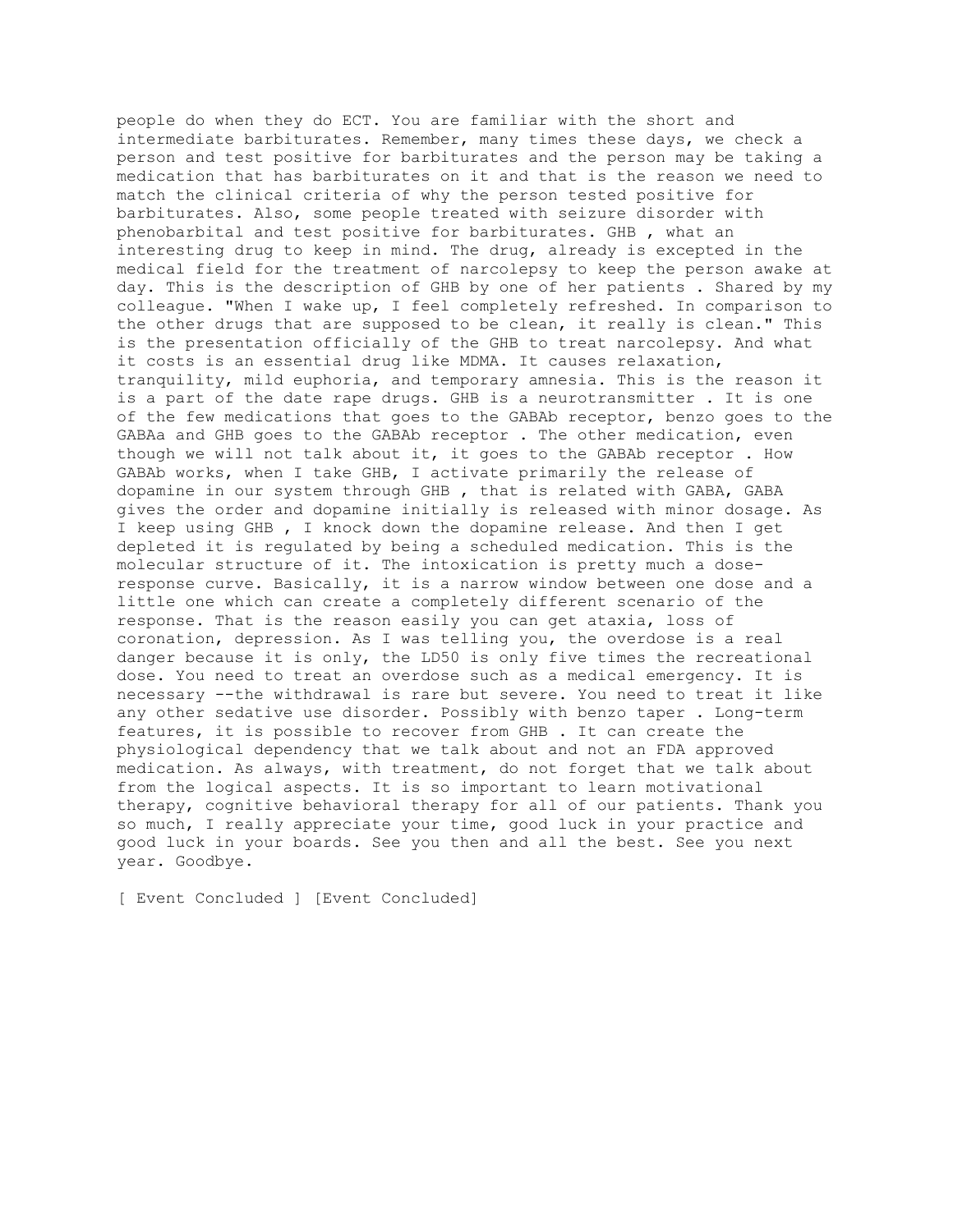people do when they do ECT. You are familiar with the short and intermediate barbiturates. Remember, many times these days, we check a person and test positive for barbiturates and the person may be taking a medication that has barbiturates on it and that is the reason we need to match the clinical criteria of why the person tested positive for barbiturates. Also, some people treated with seizure disorder with phenobarbital and test positive for barbiturates. GHB , what an interesting drug to keep in mind. The drug, already is excepted in the medical field for the treatment of narcolepsy to keep the person awake at day. This is the description of GHB by one of her patients . Shared by my colleague. "When I wake up, I feel completely refreshed. In comparison to the other drugs that are supposed to be clean, it really is clean." This is the presentation officially of the GHB to treat narcolepsy. And what it costs is an essential drug like MDMA. It causes relaxation, tranquility, mild euphoria, and temporary amnesia. This is the reason it is a part of the date rape drugs. GHB is a neurotransmitter . It is one of the few medications that goes to the GABAb receptor, benzo goes to the GABAa and GHB goes to the GABAb receptor . The other medication, even though we will not talk about it, it goes to the GABAb receptor . How GABAb works, when I take GHB, I activate primarily the release of dopamine in our system through GHB , that is related with GABA, GABA gives the order and dopamine initially is released with minor dosage. As I keep using GHB , I knock down the dopamine release. And then I get depleted it is regulated by being a scheduled medication. This is the molecular structure of it. The intoxication is pretty much a dose-response curve. Basically, it is a narrow window between one dose and a little one which can create a completely different scenario of the response. That is the reason easily you can get ataxia, loss of coronation, depression. As I was telling you, the overdose is a real danger because it is only, the LD50 is only five times the recreational dose. You need to treat an overdose such as a medical emergency. It is necessary --the withdrawal is rare but severe. You need to treat it like any other sedative use disorder. Possibly with benzo taper . Long-term features, it is possible to recover from GHB . It can create the physiological dependency that we talk about and not an FDA approved medication. As always, with treatment, do not forget that we talk about from the logical aspects. It is so important to learn motivational therapy, cognitive behavioral therapy for all of our patients. Thank you so much, I really appreciate your time, good luck in your practice and good luck in your boards. See you then and all the best. See you next year. Goodbye.

[ Event Concluded ] [Event Concluded]